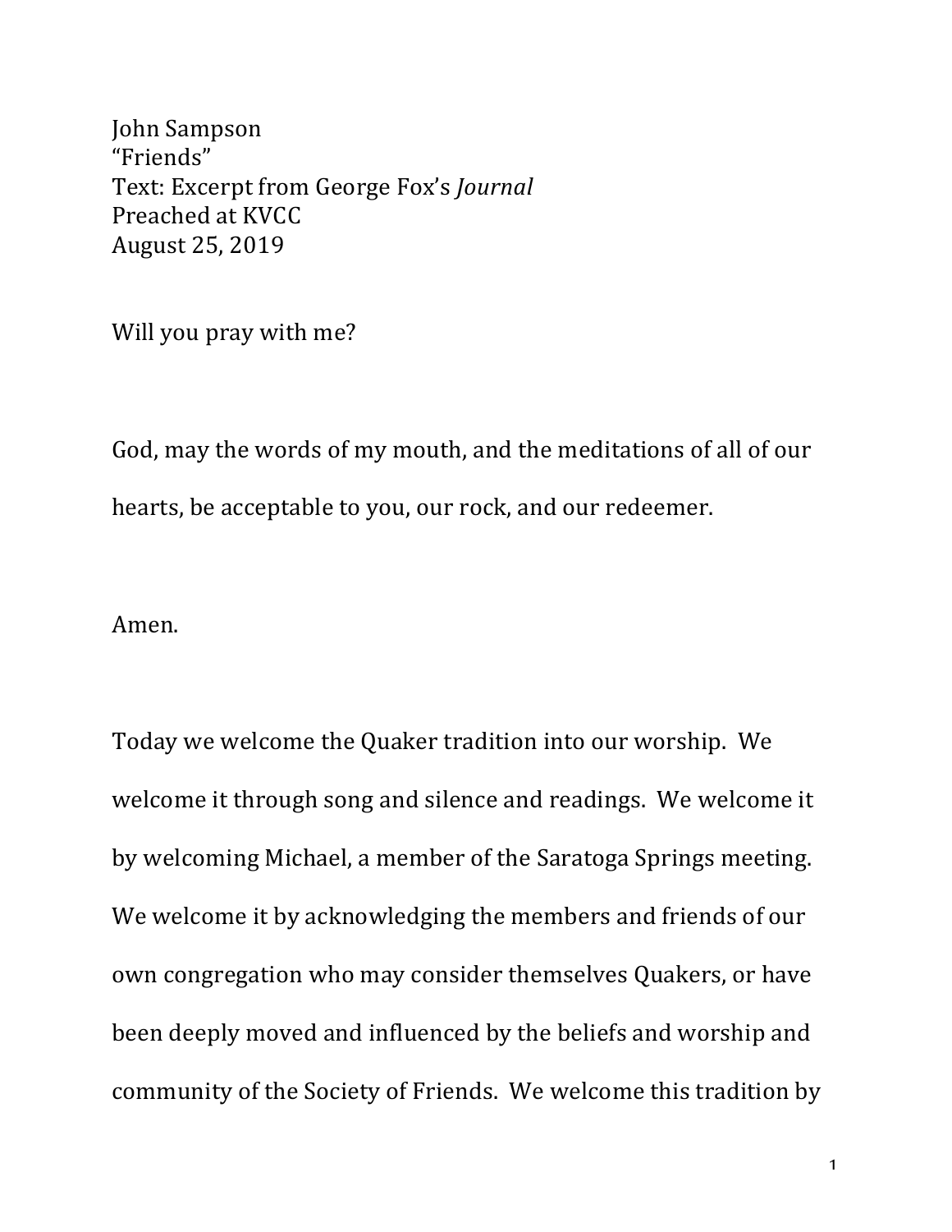John Sampson
“Friends”
Text: Excerpt from George Fox’s *Journal*
Preached at KVCC
August 25, 2019

Will you pray with me?

God, may the words of my mouth, and the meditations of all of our hearts, be acceptable to you, our rock, and our redeemer.

Amen.

Today we welcome the Quaker tradition into our worship. We welcome it through song and silence and readings. We welcome it by welcoming Michael, a member of the Saratoga Springs meeting. We welcome it by acknowledging the members and friends of our own congregation who may consider themselves Quakers, or have been deeply moved and influenced by the beliefs and worship and community of the Society of Friends. We welcome this tradition by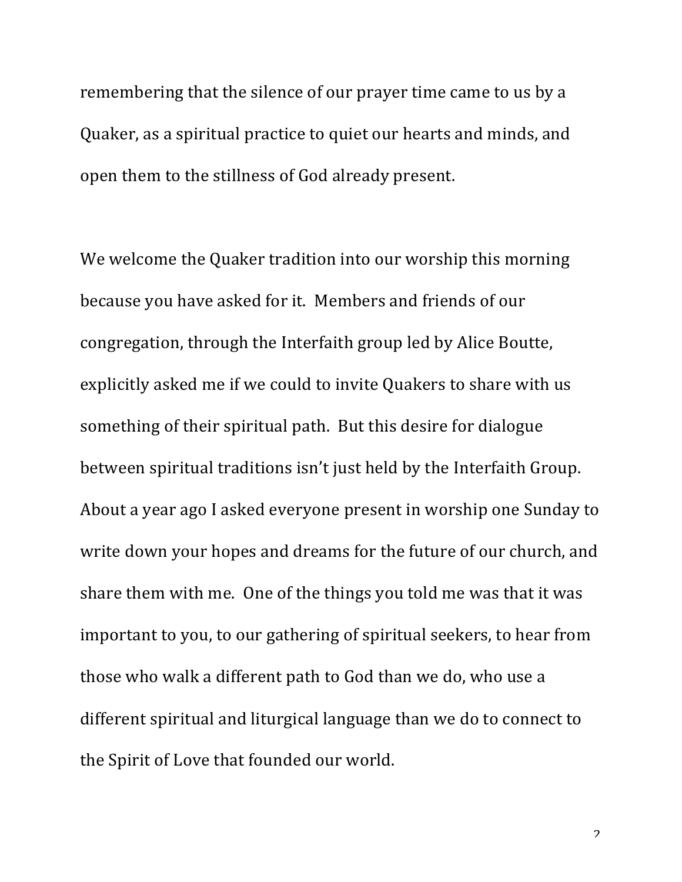remembering that the silence of our prayer time came to us by a Quaker, as a spiritual practice to quiet our hearts and minds, and open them to the stillness of God already present.

We welcome the Quaker tradition into our worship this morning because you have asked for it. Members and friends of our congregation, through the Interfaith group led by Alice Boutte, explicitly asked me if we could to invite Quakers to share with us something of their spiritual path. But this desire for dialogue between spiritual traditions isn't just held by the Interfaith Group. About a year ago I asked everyone present in worship one Sunday to write down your hopes and dreams for the future of our church, and share them with me. One of the things you told me was that it was important to you, to our gathering of spiritual seekers, to hear from those who walk a different path to God than we do, who use a different spiritual and liturgical language than we do to connect to the Spirit of Love that founded our world.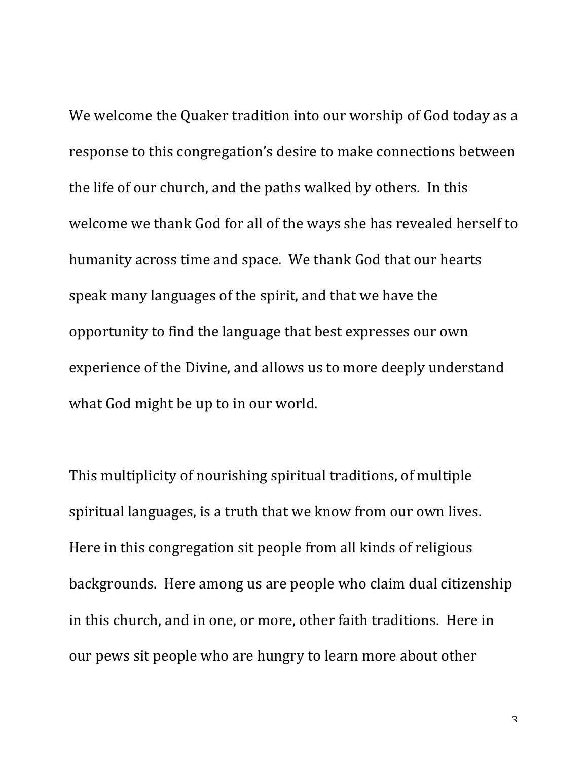We welcome the Quaker tradition into our worship of God today as a response to this congregation's desire to make connections between the life of our church, and the paths walked by others. In this welcome we thank God for all of the ways she has revealed herself to humanity across time and space. We thank God that our hearts speak many languages of the spirit, and that we have the opportunity to find the language that best expresses our own experience of the Divine, and allows us to more deeply understand what God might be up to in our world.

This multiplicity of nourishing spiritual traditions, of multiple spiritual languages, is a truth that we know from our own lives. Here in this congregation sit people from all kinds of religious backgrounds. Here among us are people who claim dual citizenship in this church, and in one, or more, other faith traditions. Here in our pews sit people who are hungry to learn more about other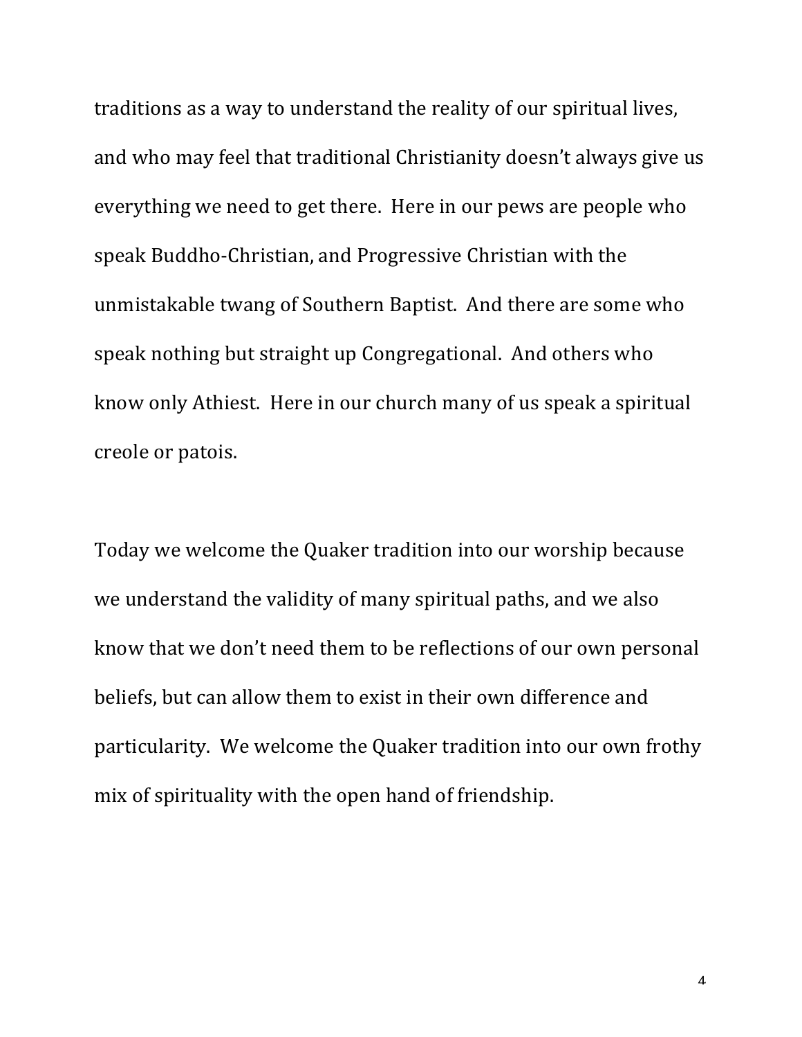traditions as a way to understand the reality of our spiritual lives, and who may feel that traditional Christianity doesn't always give us everything we need to get there. Here in our pews are people who speak Buddho-Christian, and Progressive Christian with the unmistakable twang of Southern Baptist. And there are some who speak nothing but straight up Congregational. And others who know only Athiest. Here in our church many of us speak a spiritual creole or patois.

Today we welcome the Quaker tradition into our worship because we understand the validity of many spiritual paths, and we also know that we don't need them to be reflections of our own personal beliefs, but can allow them to exist in their own difference and particularity. We welcome the Quaker tradition into our own frothy mix of spirituality with the open hand of friendship.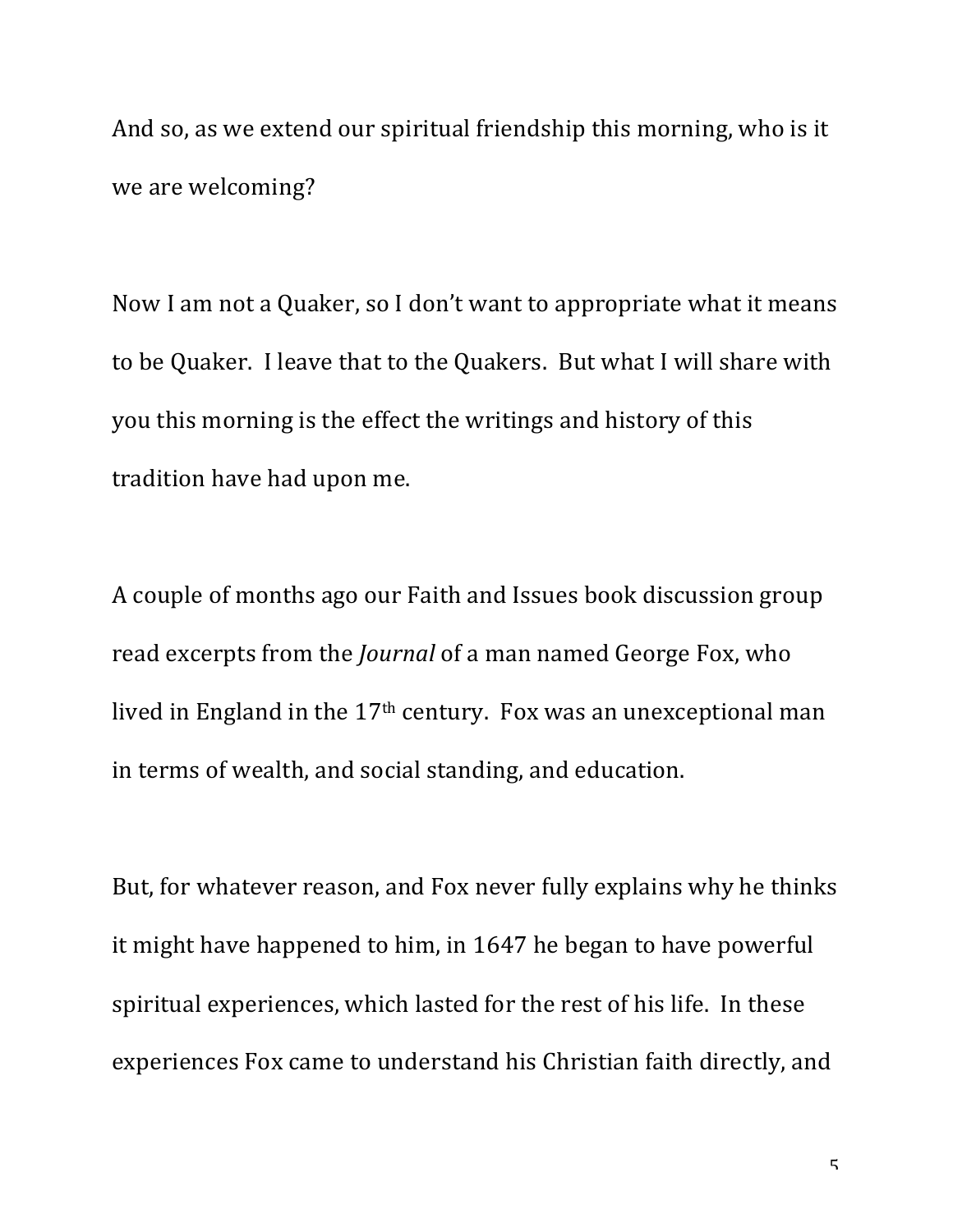And so, as we extend our spiritual friendship this morning, who is it we are welcoming?

Now I am not a Quaker, so I don't want to appropriate what it means to be Quaker. I leave that to the Quakers. But what I will share with you this morning is the effect the writings and history of this tradition have had upon me.

A couple of months ago our Faith and Issues book discussion group read excerpts from the *Journal* of a man named George Fox, who lived in England in the 17th century. Fox was an unexceptional man in terms of wealth, and social standing, and education.

But, for whatever reason, and Fox never fully explains why he thinks it might have happened to him, in 1647 he began to have powerful spiritual experiences, which lasted for the rest of his life. In these experiences Fox came to understand his Christian faith directly, and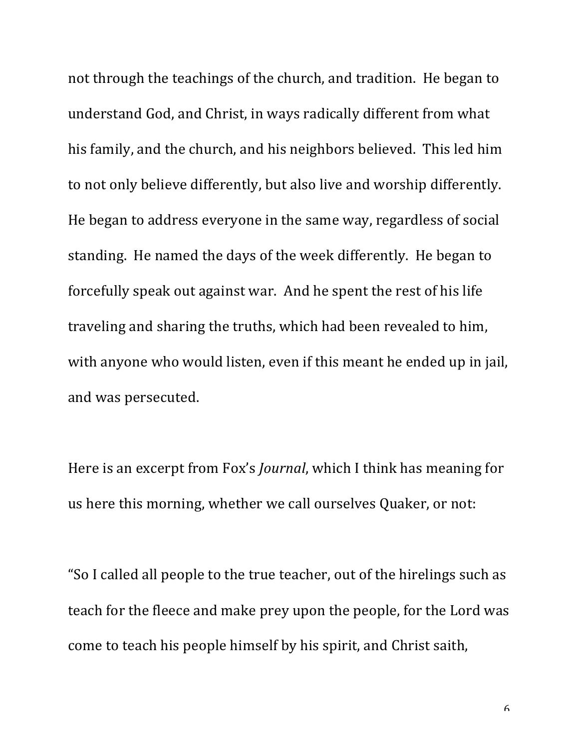not through the teachings of the church, and tradition. He began to understand God, and Christ, in ways radically different from what his family, and the church, and his neighbors believed. This led him to not only believe differently, but also live and worship differently. He began to address everyone in the same way, regardless of social standing. He named the days of the week differently. He began to forcefully speak out against war. And he spent the rest of his life traveling and sharing the truths, which had been revealed to him, with anyone who would listen, even if this meant he ended up in jail, and was persecuted.

Here is an excerpt from Fox's *Journal*, which I think has meaning for us here this morning, whether we call ourselves Quaker, or not:

"So I called all people to the true teacher, out of the hirelings such as teach for the fleece and make prey upon the people, for the Lord was come to teach his people himself by his spirit, and Christ saith,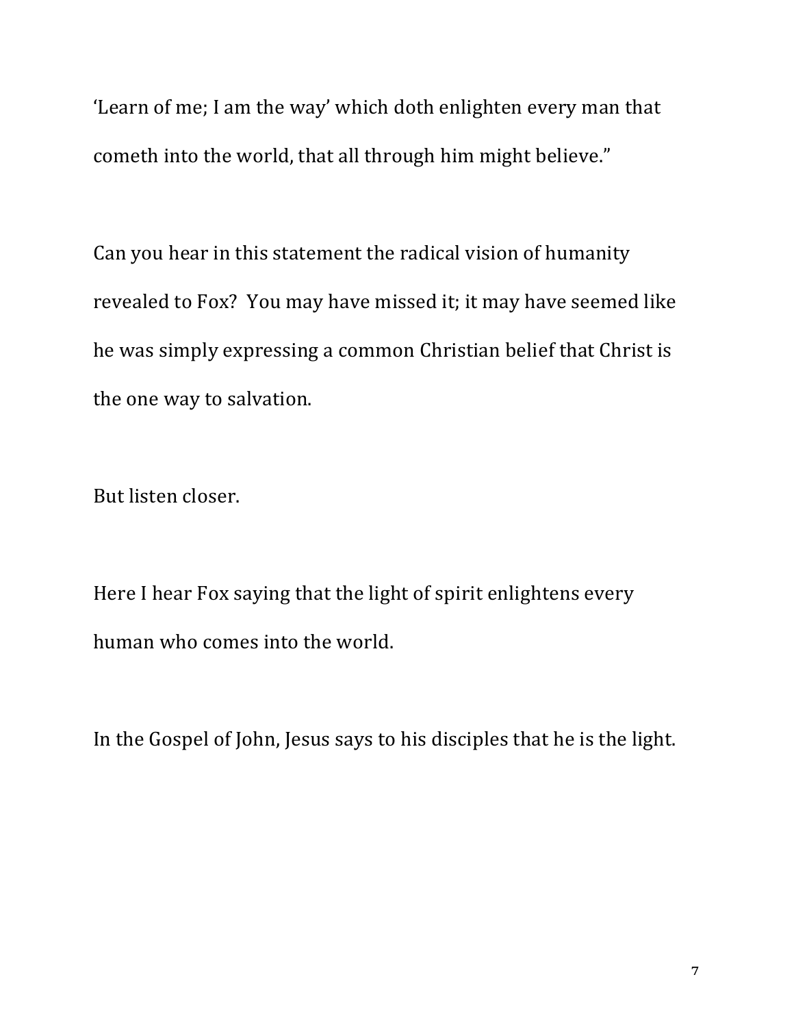'Learn of me; I am the way' which doth enlighten every man that cometh into the world, that all through him might believe."

Can you hear in this statement the radical vision of humanity revealed to Fox? You may have missed it; it may have seemed like he was simply expressing a common Christian belief that Christ is the one way to salvation.

But listen closer.

Here I hear Fox saying that the light of spirit enlightens every human who comes into the world.

In the Gospel of John, Jesus says to his disciples that he is the light.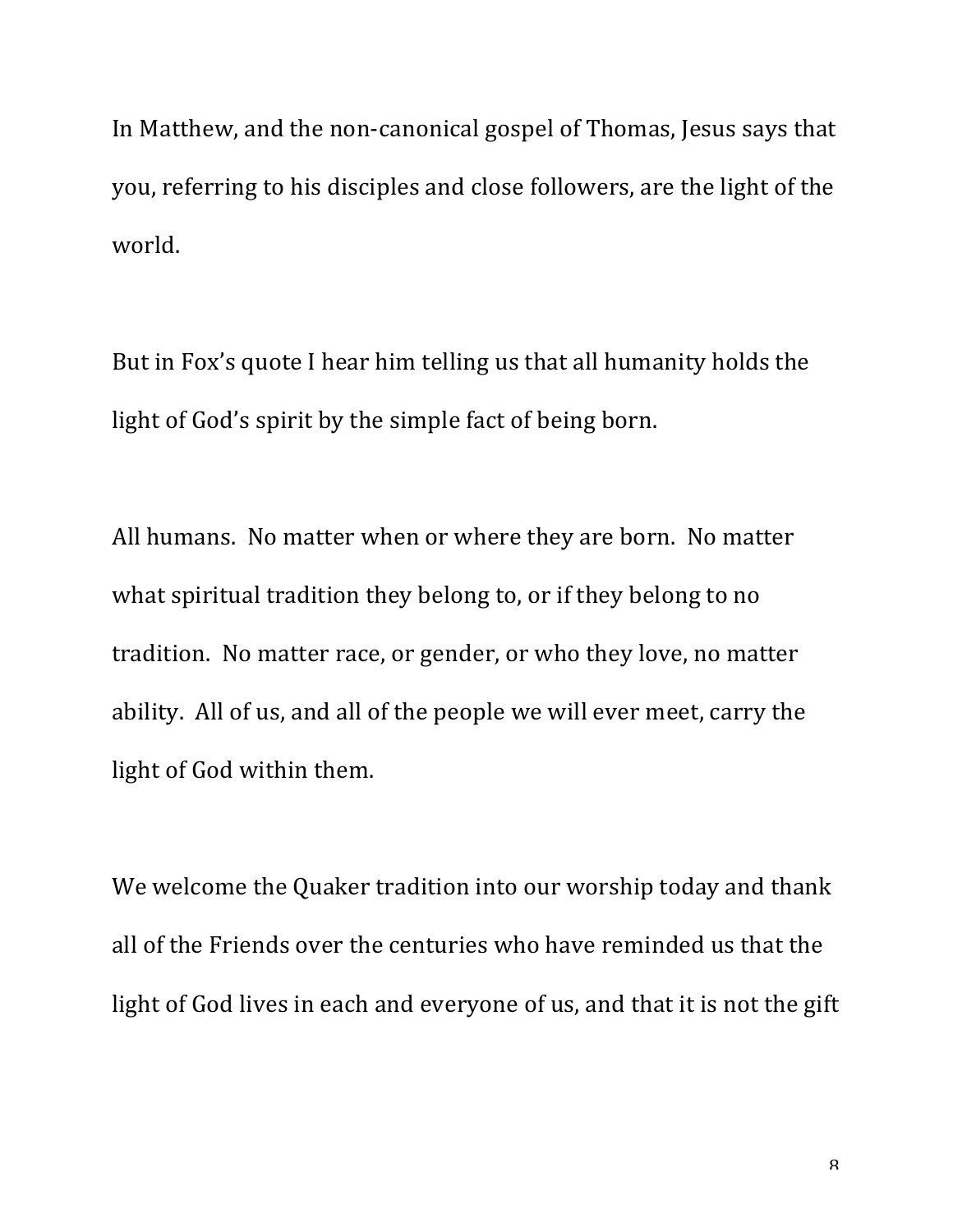In Matthew, and the non-canonical gospel of Thomas, Jesus says that you, referring to his disciples and close followers, are the light of the world.

But in Fox's quote I hear him telling us that all humanity holds the light of God's spirit by the simple fact of being born.

All humans. No matter when or where they are born. No matter what spiritual tradition they belong to, or if they belong to no tradition. No matter race, or gender, or who they love, no matter ability. All of us, and all of the people we will ever meet, carry the light of God within them.

We welcome the Quaker tradition into our worship today and thank all of the Friends over the centuries who have reminded us that the light of God lives in each and everyone of us, and that it is not the gift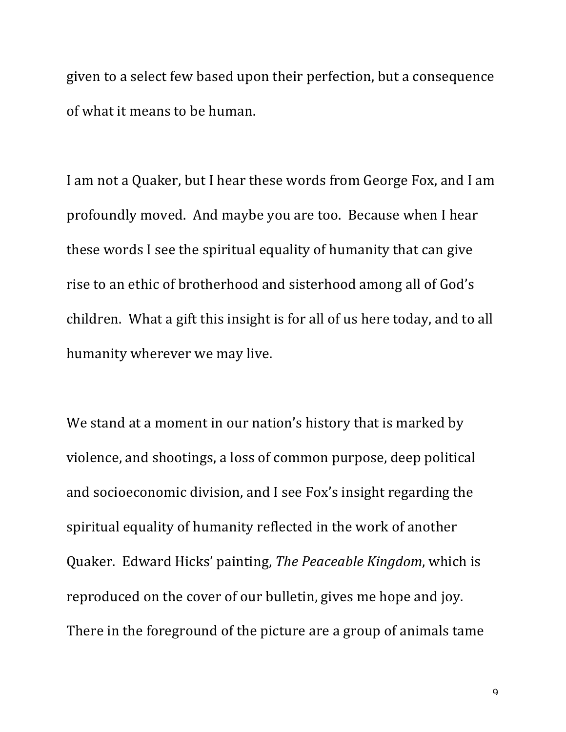given to a select few based upon their perfection, but a consequence of what it means to be human.

I am not a Quaker, but I hear these words from George Fox, and I am profoundly moved.  And maybe you are too.  Because when I hear these words I see the spiritual equality of humanity that can give rise to an ethic of brotherhood and sisterhood among all of God's children.  What a gift this insight is for all of us here today, and to all humanity wherever we may live.

We stand at a moment in our nation's history that is marked by violence, and shootings, a loss of common purpose, deep political and socioeconomic division, and I see Fox's insight regarding the spiritual equality of humanity reflected in the work of another Quaker.  Edward Hicks' painting, *The Peaceable Kingdom*, which is reproduced on the cover of our bulletin, gives me hope and joy. There in the foreground of the picture are a group of animals tame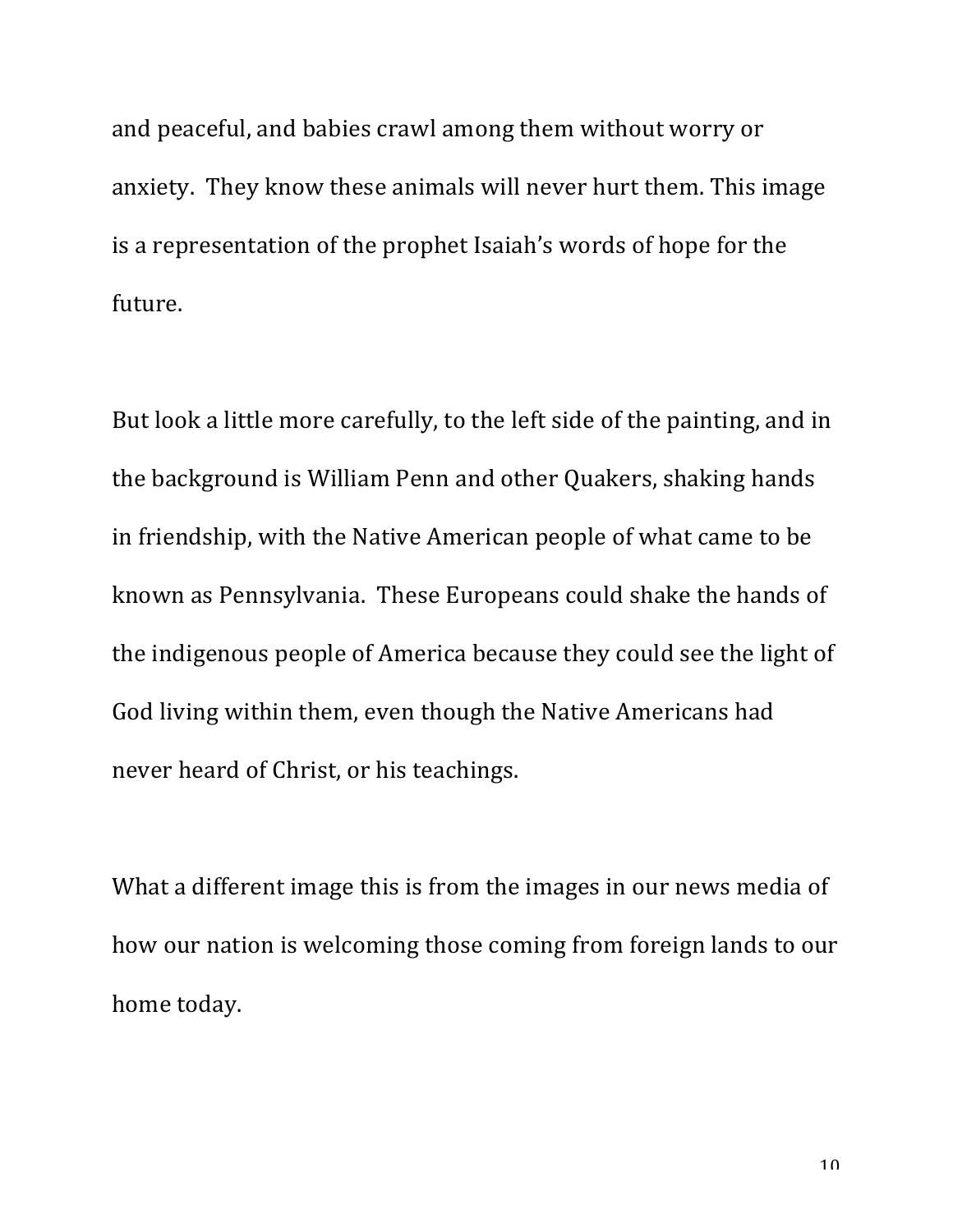and peaceful, and babies crawl among them without worry or anxiety. They know these animals will never hurt them. This image is a representation of the prophet Isaiah's words of hope for the future.

But look a little more carefully, to the left side of the painting, and in the background is William Penn and other Quakers, shaking hands in friendship, with the Native American people of what came to be known as Pennsylvania. These Europeans could shake the hands of the indigenous people of America because they could see the light of God living within them, even though the Native Americans had never heard of Christ, or his teachings.

What a different image this is from the images in our news media of how our nation is welcoming those coming from foreign lands to our home today.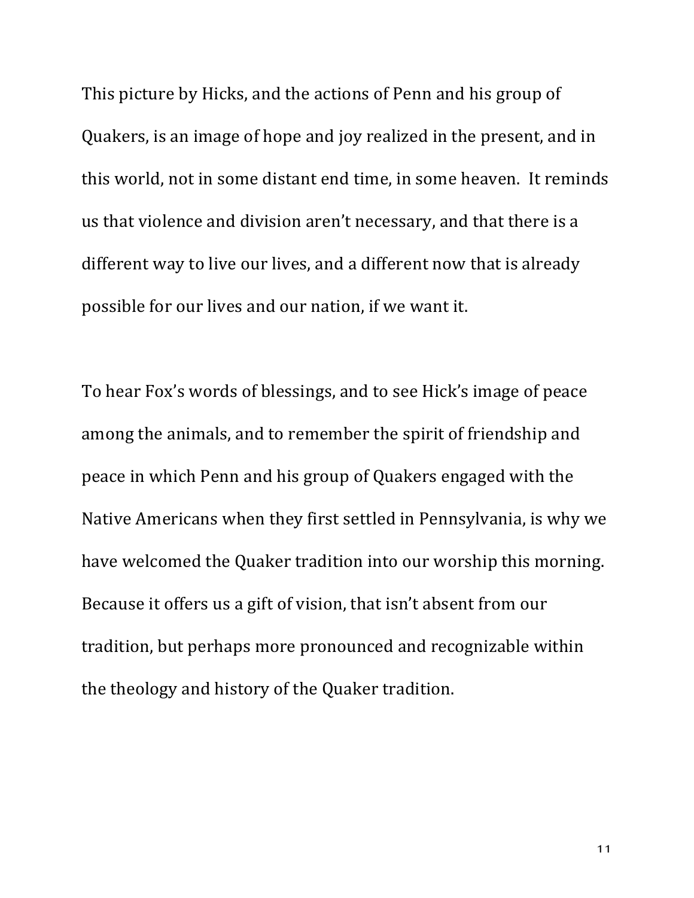This picture by Hicks, and the actions of Penn and his group of Quakers, is an image of hope and joy realized in the present, and in this world, not in some distant end time, in some heaven. It reminds us that violence and division aren't necessary, and that there is a different way to live our lives, and a different now that is already possible for our lives and our nation, if we want it.

To hear Fox's words of blessings, and to see Hick's image of peace among the animals, and to remember the spirit of friendship and peace in which Penn and his group of Quakers engaged with the Native Americans when they first settled in Pennsylvania, is why we have welcomed the Quaker tradition into our worship this morning. Because it offers us a gift of vision, that isn't absent from our tradition, but perhaps more pronounced and recognizable within the theology and history of the Quaker tradition.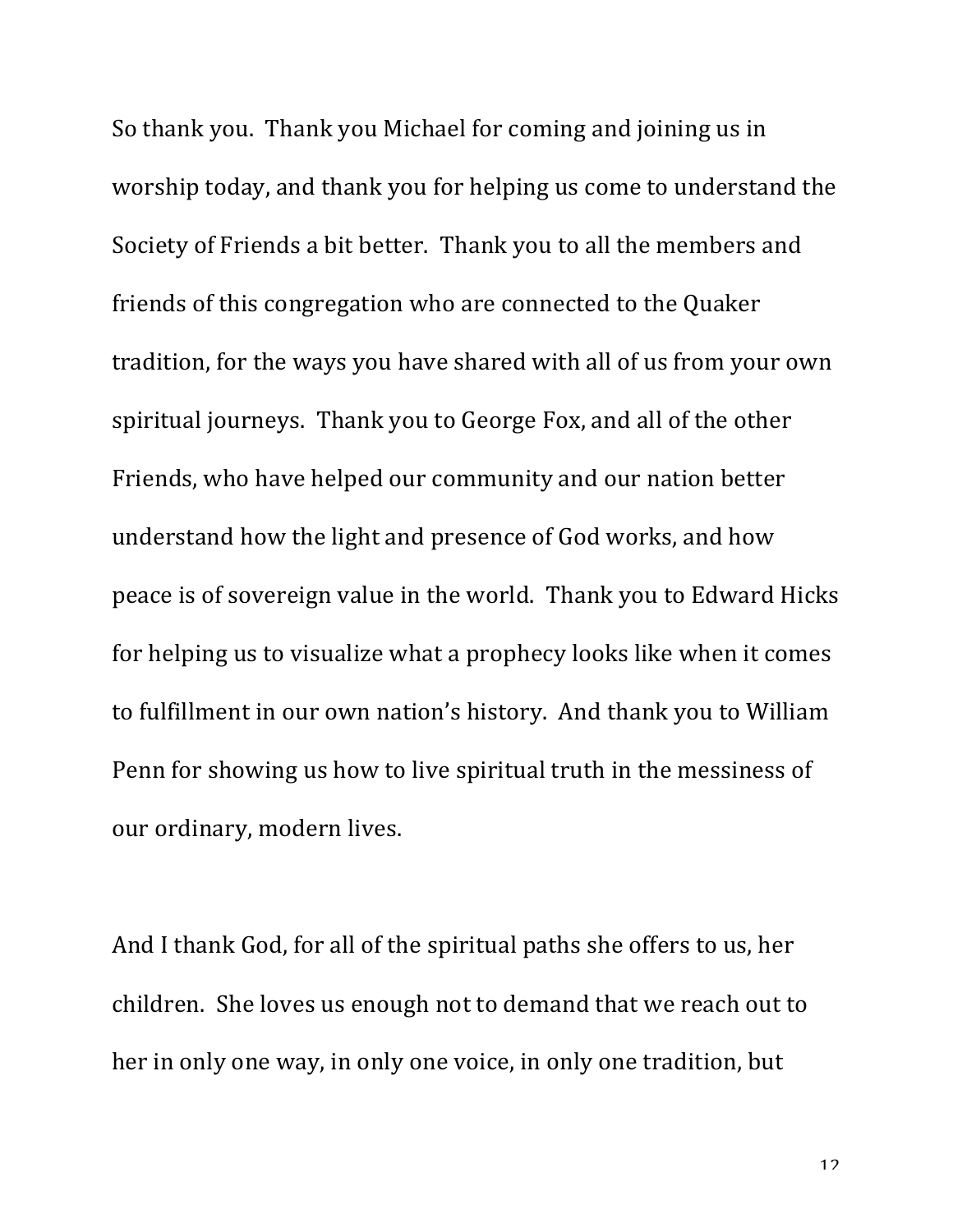So thank you. Thank you Michael for coming and joining us in worship today, and thank you for helping us come to understand the Society of Friends a bit better. Thank you to all the members and friends of this congregation who are connected to the Quaker tradition, for the ways you have shared with all of us from your own spiritual journeys. Thank you to George Fox, and all of the other Friends, who have helped our community and our nation better understand how the light and presence of God works, and how peace is of sovereign value in the world. Thank you to Edward Hicks for helping us to visualize what a prophecy looks like when it comes to fulfillment in our own nation's history. And thank you to William Penn for showing us how to live spiritual truth in the messiness of our ordinary, modern lives.

And I thank God, for all of the spiritual paths she offers to us, her children. She loves us enough not to demand that we reach out to her in only one way, in only one voice, in only one tradition, but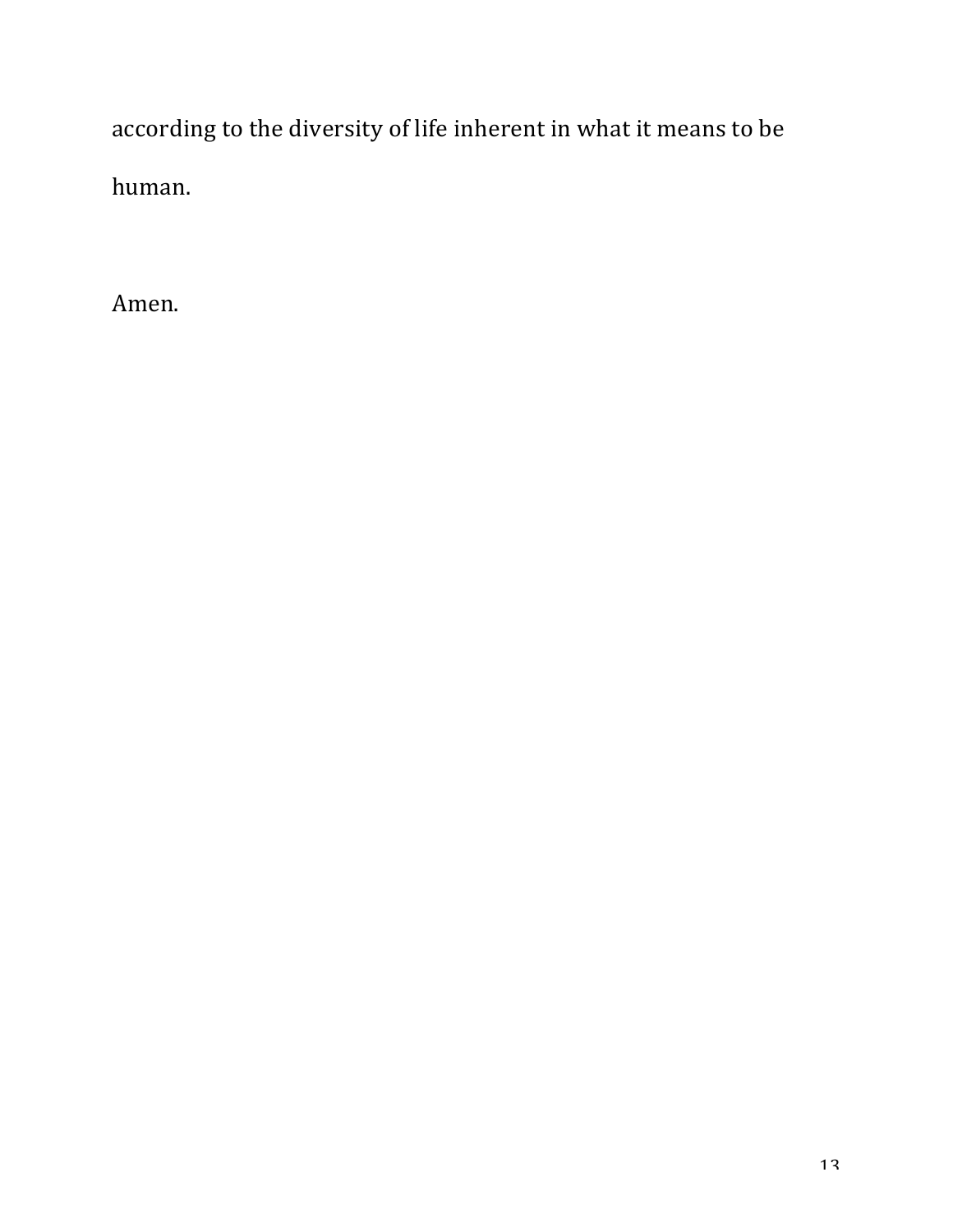according to the diversity of life inherent in what it means to be human.

Amen.